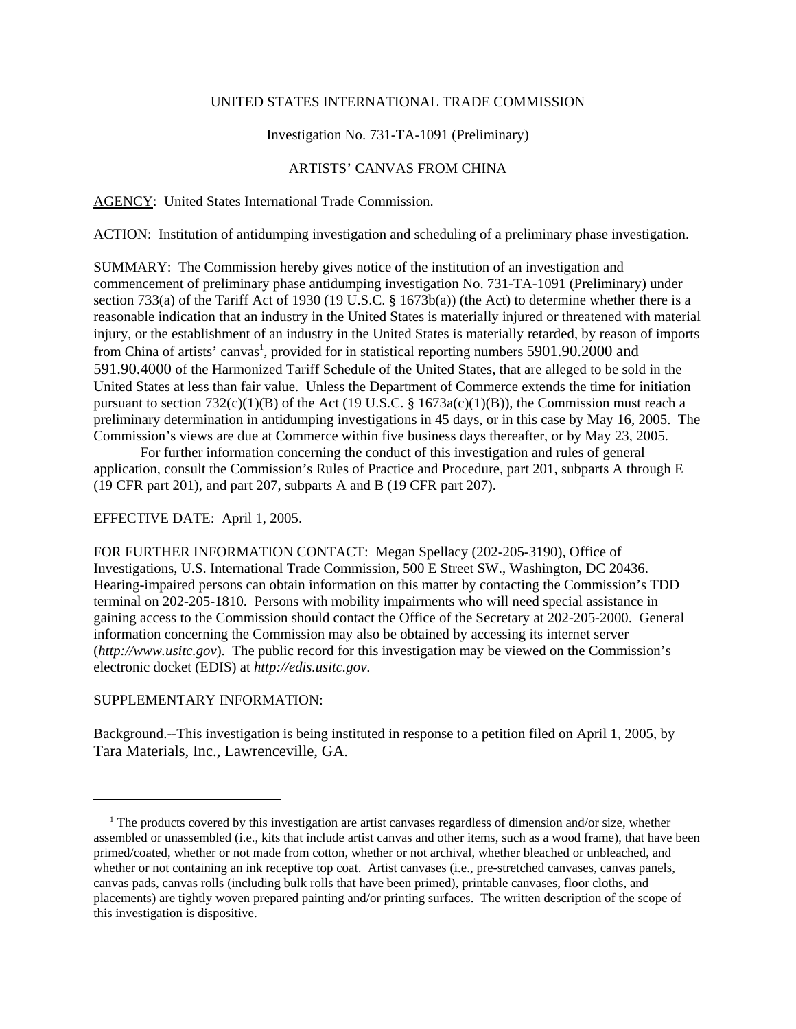UNITED STATES INTERNATIONAL TRADE COMMISSION

Investigation No. 731-TA-1091 (Preliminary)

ARTISTS' CANVAS FROM CHINA

AGENCY: United States International Trade Commission.

ACTION: Institution of antidumping investigation and scheduling of a preliminary phase investigation.

SUMMARY: The Commission hereby gives notice of the institution of an investigation and commencement of preliminary phase antidumping investigation No. 731-TA-1091 (Preliminary) under section 733(a) of the Tariff Act of 1930 (19 U.S.C. § 1673b(a)) (the Act) to determine whether there is a reasonable indication that an industry in the United States is materially injured or threatened with material injury, or the establishment of an industry in the United States is materially retarded, by reason of imports from China of artists' canvas[1], provided for in statistical reporting numbers 5901.90.2000 and 591.90.4000 of the Harmonized Tariff Schedule of the United States, that are alleged to be sold in the United States at less than fair value. Unless the Department of Commerce extends the time for initiation pursuant to section 732(c)(1)(B) of the Act (19 U.S.C. § 1673a(c)(1)(B)), the Commission must reach a preliminary determination in antidumping investigations in 45 days, or in this case by May 16, 2005. The Commission's views are due at Commerce within five business days thereafter, or by May 23, 2005.

For further information concerning the conduct of this investigation and rules of general application, consult the Commission's Rules of Practice and Procedure, part 201, subparts A through E (19 CFR part 201), and part 207, subparts A and B (19 CFR part 207).

EFFECTIVE DATE: April 1, 2005.

FOR FURTHER INFORMATION CONTACT: Megan Spellacy (202-205-3190), Office of Investigations, U.S. International Trade Commission, 500 E Street SW., Washington, DC 20436. Hearing-impaired persons can obtain information on this matter by contacting the Commission's TDD terminal on 202-205-1810. Persons with mobility impairments who will need special assistance in gaining access to the Commission should contact the Office of the Secretary at 202-205-2000. General information concerning the Commission may also be obtained by accessing its internet server (*http://www.usitc.gov*). The public record for this investigation may be viewed on the Commission's electronic docket (EDIS) at *http://edis.usitc.gov*.

SUPPLEMENTARY INFORMATION:

Background.--This investigation is being instituted in response to a petition filed on April 1, 2005, by Tara Materials, Inc., Lawrenceville, GA.

---

[1] The products covered by this investigation are artist canvases regardless of dimension and/or size, whether assembled or unassembled (i.e., kits that include artist canvas and other items, such as a wood frame), that have been primed/coated, whether or not made from cotton, whether or not archival, whether bleached or unbleached, and whether or not containing an ink receptive top coat. Artist canvases (i.e., pre-stretched canvases, canvas panels, canvas pads, canvas rolls (including bulk rolls that have been primed), printable canvases, floor cloths, and placements) are tightly woven prepared painting and/or printing surfaces. The written description of the scope of this investigation is dispositive.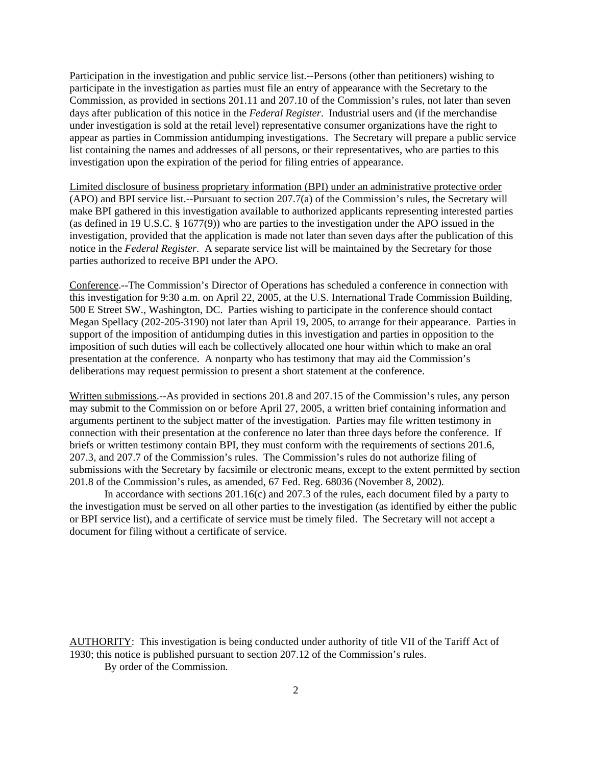Participation in the investigation and public service list.--Persons (other than petitioners) wishing to participate in the investigation as parties must file an entry of appearance with the Secretary to the Commission, as provided in sections 201.11 and 207.10 of the Commission's rules, not later than seven days after publication of this notice in the *Federal Register*. Industrial users and (if the merchandise under investigation is sold at the retail level) representative consumer organizations have the right to appear as parties in Commission antidumping investigations. The Secretary will prepare a public service list containing the names and addresses of all persons, or their representatives, who are parties to this investigation upon the expiration of the period for filing entries of appearance.

Limited disclosure of business proprietary information (BPI) under an administrative protective order (APO) and BPI service list.--Pursuant to section 207.7(a) of the Commission's rules, the Secretary will make BPI gathered in this investigation available to authorized applicants representing interested parties (as defined in 19 U.S.C. § 1677(9)) who are parties to the investigation under the APO issued in the investigation, provided that the application is made not later than seven days after the publication of this notice in the *Federal Register*. A separate service list will be maintained by the Secretary for those parties authorized to receive BPI under the APO.

Conference.--The Commission's Director of Operations has scheduled a conference in connection with this investigation for 9:30 a.m. on April 22, 2005, at the U.S. International Trade Commission Building, 500 E Street SW., Washington, DC. Parties wishing to participate in the conference should contact Megan Spellacy (202-205-3190) not later than April 19, 2005, to arrange for their appearance. Parties in support of the imposition of antidumping duties in this investigation and parties in opposition to the imposition of such duties will each be collectively allocated one hour within which to make an oral presentation at the conference. A nonparty who has testimony that may aid the Commission's deliberations may request permission to present a short statement at the conference.

Written submissions.--As provided in sections 201.8 and 207.15 of the Commission's rules, any person may submit to the Commission on or before April 27, 2005, a written brief containing information and arguments pertinent to the subject matter of the investigation. Parties may file written testimony in connection with their presentation at the conference no later than three days before the conference. If briefs or written testimony contain BPI, they must conform with the requirements of sections 201.6, 207.3, and 207.7 of the Commission's rules. The Commission's rules do not authorize filing of submissions with the Secretary by facsimile or electronic means, except to the extent permitted by section 201.8 of the Commission's rules, as amended, 67 Fed. Reg. 68036 (November 8, 2002).

In accordance with sections 201.16(c) and 207.3 of the rules, each document filed by a party to the investigation must be served on all other parties to the investigation (as identified by either the public or BPI service list), and a certificate of service must be timely filed. The Secretary will not accept a document for filing without a certificate of service.

AUTHORITY: This investigation is being conducted under authority of title VII of the Tariff Act of 1930; this notice is published pursuant to section 207.12 of the Commission's rules.

By order of the Commission.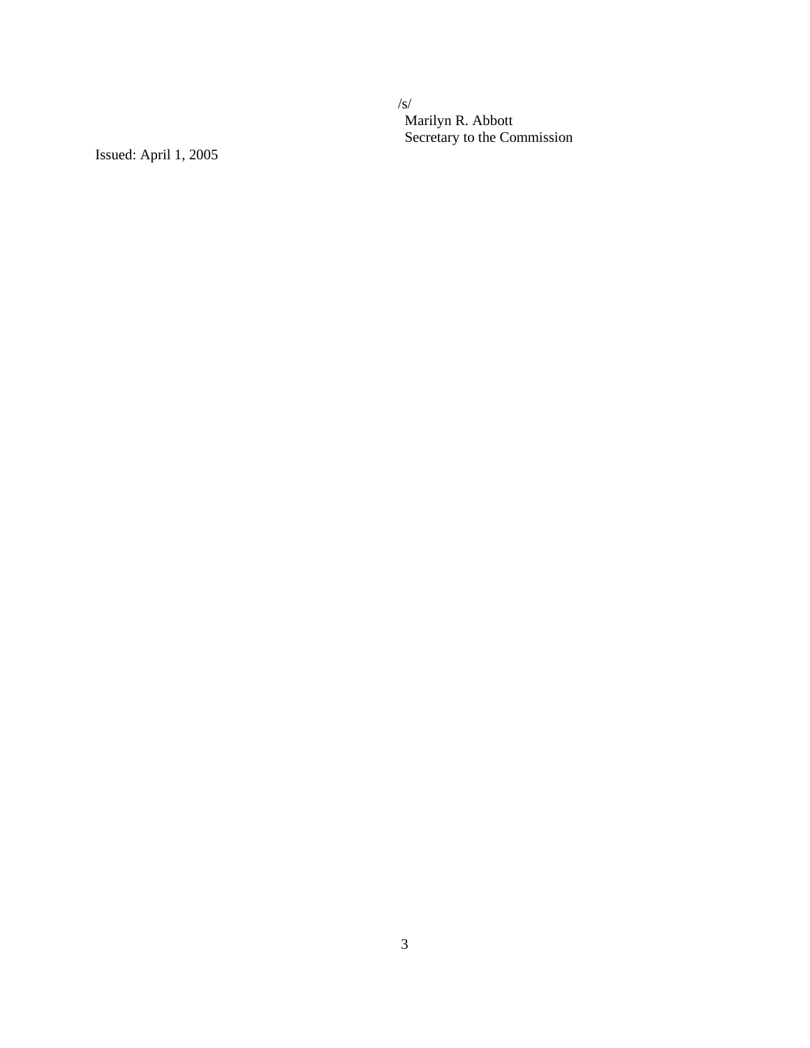/s/
Marilyn R. Abbott
Secretary to the Commission

Issued: April 1, 2005